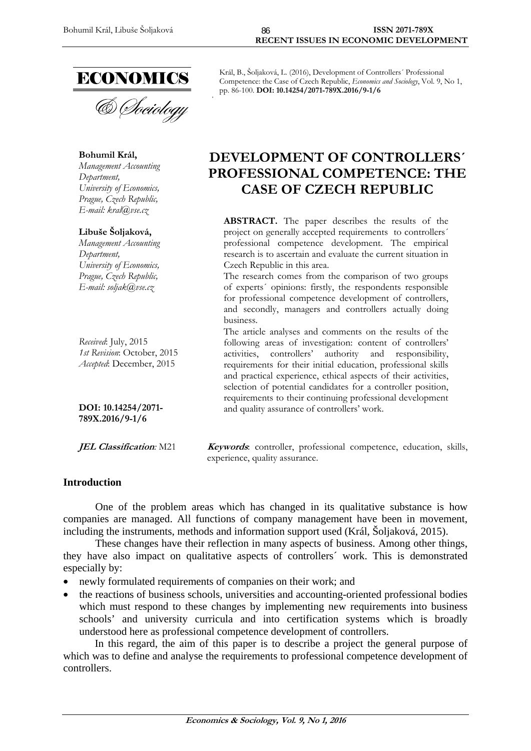Král, B., Šoljaková, L. (2016), Development of Controllers´ Professional Competence: the Case of Czech Republic, *Economics and Sociology*, Vol. 9, No 1, pp. 86-100. **DOI: 10.14254/2071-789X.2016/9-1/6**

**Bohumil Král,**
*Management Accounting Department, University of Economics, Prague, Czech Republic, E-mail: kral@vse.cz*

**Libuše Šoljaková,**
*Management Accounting Department, University of Economics, Prague, Czech Republic, E-mail: soljak@vse.cz*

*Received*: July, 2015
*1st Revision*: October, 2015
*Accepted*: December, 2015

**DOI: 10.14254/2071-789X.2016/9-1/6**

***JEL Classification*:** M21

# DEVELOPMENT OF CONTROLLERS´ PROFESSIONAL COMPETENCE: THE CASE OF CZECH REPUBLIC

**ABSTRACT.** The paper describes the results of the project on generally accepted requirements to controllers´ professional competence development. The empirical research is to ascertain and evaluate the current situation in Czech Republic in this area.

The research comes from the comparison of two groups of experts´ opinions: firstly, the respondents responsible for professional competence development of controllers, and secondly, managers and controllers actually doing business.

The article analyses and comments on the results of the following areas of investigation: content of controllers' activities, controllers' authority and responsibility, requirements for their initial education, professional skills and practical experience, ethical aspects of their activities, selection of potential candidates for a controller position, requirements to their continuing professional development and quality assurance of controllers' work.

***Keywords***: controller, professional competence, education, skills, experience, quality assurance.

## Introduction

One of the problem areas which has changed in its qualitative substance is how companies are managed. All functions of company management have been in movement, including the instruments, methods and information support used (Král, Šoljaková, 2015).

These changes have their reflection in many aspects of business. Among other things, they have also impact on qualitative aspects of controllers´ work. This is demonstrated especially by:

- newly formulated requirements of companies on their work; and
- the reactions of business schools, universities and accounting-oriented professional bodies which must respond to these changes by implementing new requirements into business schools' and university curricula and into certification systems which is broadly understood here as professional competence development of controllers.

In this regard, the aim of this paper is to describe a project the general purpose of which was to define and analyse the requirements to professional competence development of controllers.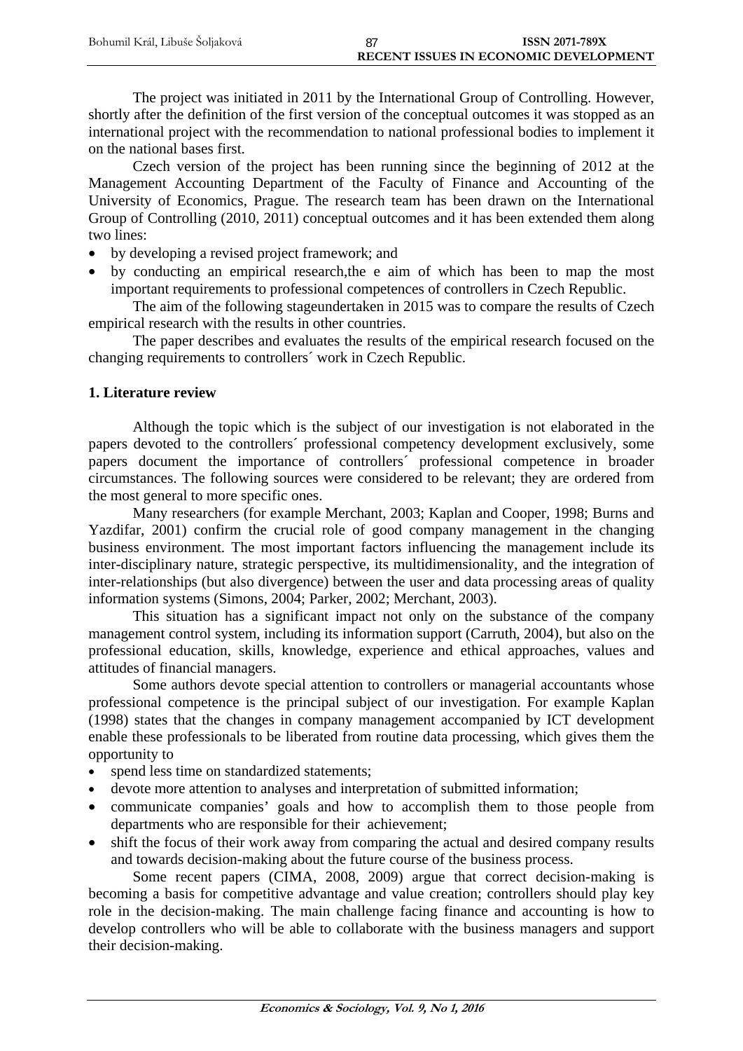The project was initiated in 2011 by the International Group of Controlling. However, shortly after the definition of the first version of the conceptual outcomes it was stopped as an international project with the recommendation to national professional bodies to implement it on the national bases first.

Czech version of the project has been running since the beginning of 2012 at the Management Accounting Department of the Faculty of Finance and Accounting of the University of Economics, Prague. The research team has been drawn on the International Group of Controlling (2010, 2011) conceptual outcomes and it has been extended them along two lines:

- by developing a revised project framework; and
- by conducting an empirical research,the e aim of which has been to map the most important requirements to professional competences of controllers in Czech Republic.

The aim of the following stageundertaken in 2015 was to compare the results of Czech empirical research with the results in other countries.

The paper describes and evaluates the results of the empirical research focused on the changing requirements to controllers´ work in Czech Republic.

## 1. Literature review

Although the topic which is the subject of our investigation is not elaborated in the papers devoted to the controllers´ professional competency development exclusively, some papers document the importance of controllers´ professional competence in broader circumstances. The following sources were considered to be relevant; they are ordered from the most general to more specific ones.

Many researchers (for example Merchant, 2003; Kaplan and Cooper, 1998; Burns and Yazdifar, 2001) confirm the crucial role of good company management in the changing business environment. The most important factors influencing the management include its inter-disciplinary nature, strategic perspective, its multidimensionality, and the integration of inter-relationships (but also divergence) between the user and data processing areas of quality information systems (Simons, 2004; Parker, 2002; Merchant, 2003).

This situation has a significant impact not only on the substance of the company management control system, including its information support (Carruth, 2004), but also on the professional education, skills, knowledge, experience and ethical approaches, values and attitudes of financial managers.

Some authors devote special attention to controllers or managerial accountants whose professional competence is the principal subject of our investigation. For example Kaplan (1998) states that the changes in company management accompanied by ICT development enable these professionals to be liberated from routine data processing, which gives them the opportunity to

- spend less time on standardized statements;
- devote more attention to analyses and interpretation of submitted information;
- communicate companies' goals and how to accomplish them to those people from departments who are responsible for their achievement;
- shift the focus of their work away from comparing the actual and desired company results and towards decision-making about the future course of the business process.

Some recent papers (CIMA, 2008, 2009) argue that correct decision-making is becoming a basis for competitive advantage and value creation; controllers should play key role in the decision-making. The main challenge facing finance and accounting is how to develop controllers who will be able to collaborate with the business managers and support their decision-making.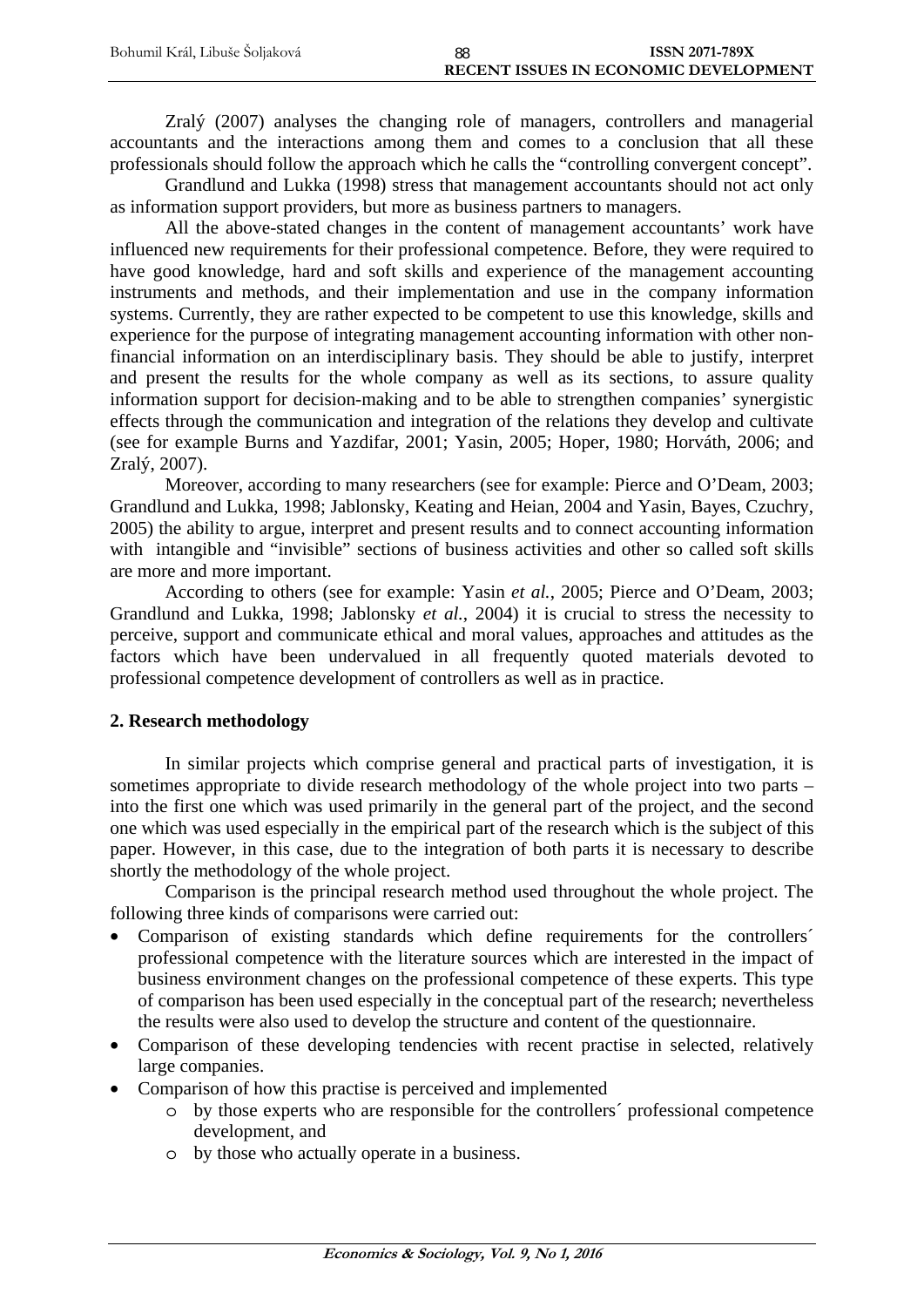Zralý (2007) analyses the changing role of managers, controllers and managerial accountants and the interactions among them and comes to a conclusion that all these professionals should follow the approach which he calls the "controlling convergent concept".

Grandlund and Lukka (1998) stress that management accountants should not act only as information support providers, but more as business partners to managers.

All the above-stated changes in the content of management accountants' work have influenced new requirements for their professional competence. Before, they were required to have good knowledge, hard and soft skills and experience of the management accounting instruments and methods, and their implementation and use in the company information systems. Currently, they are rather expected to be competent to use this knowledge, skills and experience for the purpose of integrating management accounting information with other non-financial information on an interdisciplinary basis. They should be able to justify, interpret and present the results for the whole company as well as its sections, to assure quality information support for decision-making and to be able to strengthen companies' synergistic effects through the communication and integration of the relations they develop and cultivate (see for example Burns and Yazdifar, 2001; Yasin, 2005; Hoper, 1980; Horváth, 2006; and Zralý, 2007).

Moreover, according to many researchers (see for example: Pierce and O'Deam, 2003; Grandlund and Lukka, 1998; Jablonsky, Keating and Heian, 2004 and Yasin, Bayes, Czuchry, 2005) the ability to argue, interpret and present results and to connect accounting information with intangible and "invisible" sections of business activities and other so called soft skills are more and more important.

According to others (see for example: Yasin *et al.*, 2005; Pierce and O'Deam, 2003; Grandlund and Lukka, 1998; Jablonsky *et al.*, 2004) it is crucial to stress the necessity to perceive, support and communicate ethical and moral values, approaches and attitudes as the factors which have been undervalued in all frequently quoted materials devoted to professional competence development of controllers as well as in practice.

## 2. Research methodology

In similar projects which comprise general and practical parts of investigation, it is sometimes appropriate to divide research methodology of the whole project into two parts – into the first one which was used primarily in the general part of the project, and the second one which was used especially in the empirical part of the research which is the subject of this paper. However, in this case, due to the integration of both parts it is necessary to describe shortly the methodology of the whole project.

Comparison is the principal research method used throughout the whole project. The following three kinds of comparisons were carried out:

- Comparison of existing standards which define requirements for the controllers´ professional competence with the literature sources which are interested in the impact of business environment changes on the professional competence of these experts. This type of comparison has been used especially in the conceptual part of the research; nevertheless the results were also used to develop the structure and content of the questionnaire.
- Comparison of these developing tendencies with recent practise in selected, relatively large companies.
- Comparison of how this practise is perceived and implemented
  - by those experts who are responsible for the controllers´ professional competence development, and
  - by those who actually operate in a business.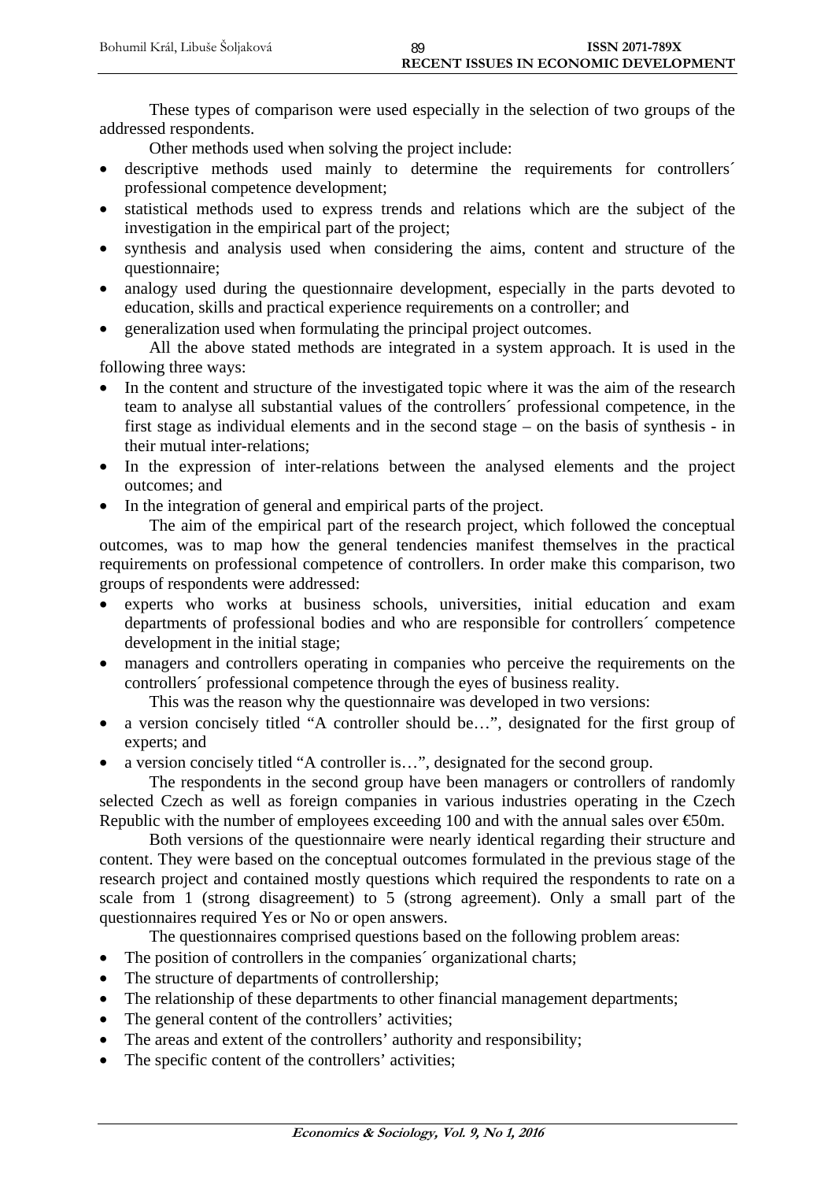These types of comparison were used especially in the selection of two groups of the addressed respondents.

Other methods used when solving the project include:

- descriptive methods used mainly to determine the requirements for controllers´ professional competence development;
- statistical methods used to express trends and relations which are the subject of the investigation in the empirical part of the project;
- synthesis and analysis used when considering the aims, content and structure of the questionnaire;
- analogy used during the questionnaire development, especially in the parts devoted to education, skills and practical experience requirements on a controller; and
- generalization used when formulating the principal project outcomes.

All the above stated methods are integrated in a system approach. It is used in the following three ways:

- In the content and structure of the investigated topic where it was the aim of the research team to analyse all substantial values of the controllers´ professional competence, in the first stage as individual elements and in the second stage – on the basis of synthesis - in their mutual inter-relations;
- In the expression of inter-relations between the analysed elements and the project outcomes; and
- In the integration of general and empirical parts of the project.

The aim of the empirical part of the research project, which followed the conceptual outcomes, was to map how the general tendencies manifest themselves in the practical requirements on professional competence of controllers. In order make this comparison, two groups of respondents were addressed:

- experts who works at business schools, universities, initial education and exam departments of professional bodies and who are responsible for controllers´ competence development in the initial stage;
- managers and controllers operating in companies who perceive the requirements on the controllers´ professional competence through the eyes of business reality.

This was the reason why the questionnaire was developed in two versions:

- a version concisely titled "A controller should be…", designated for the first group of experts; and
- a version concisely titled "A controller is…", designated for the second group.

The respondents in the second group have been managers or controllers of randomly selected Czech as well as foreign companies in various industries operating in the Czech Republic with the number of employees exceeding 100 and with the annual sales over €50m.

Both versions of the questionnaire were nearly identical regarding their structure and content. They were based on the conceptual outcomes formulated in the previous stage of the research project and contained mostly questions which required the respondents to rate on a scale from 1 (strong disagreement) to 5 (strong agreement). Only a small part of the questionnaires required Yes or No or open answers.

The questionnaires comprised questions based on the following problem areas:

- The position of controllers in the companies´ organizational charts;
- The structure of departments of controllership;
- The relationship of these departments to other financial management departments;
- The general content of the controllers' activities;
- The areas and extent of the controllers' authority and responsibility;
- The specific content of the controllers' activities;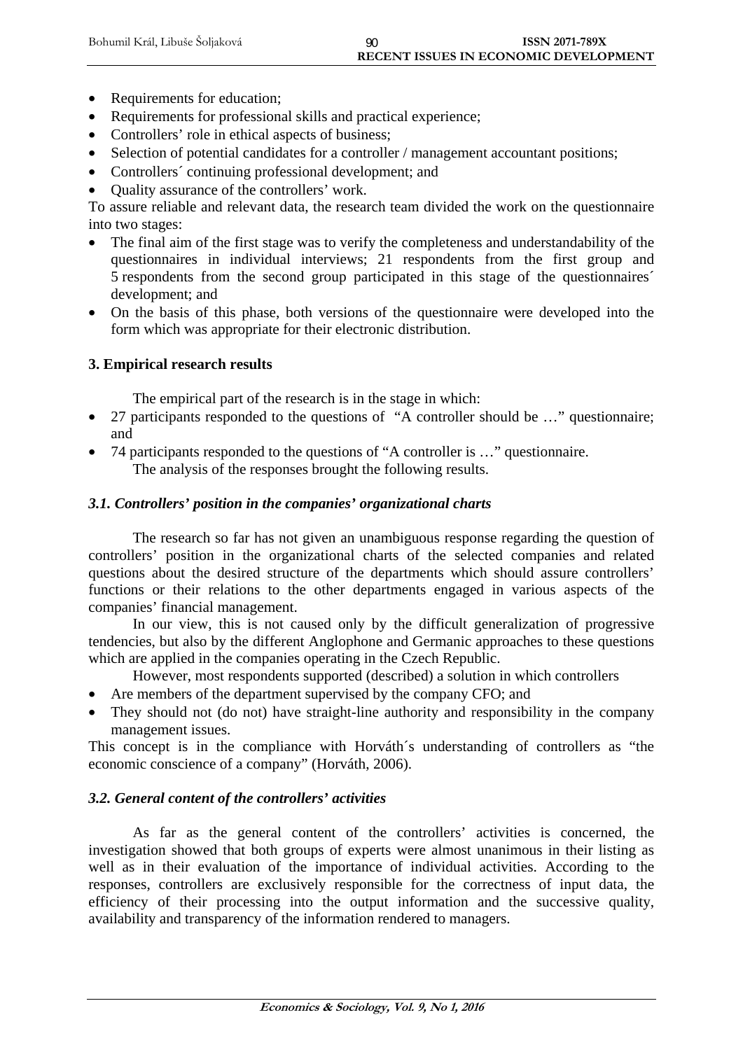- Requirements for education;
- Requirements for professional skills and practical experience;
- Controllers' role in ethical aspects of business;
- Selection of potential candidates for a controller / management accountant positions;
- Controllers´ continuing professional development; and
- Quality assurance of the controllers' work.

To assure reliable and relevant data, the research team divided the work on the questionnaire into two stages:

- The final aim of the first stage was to verify the completeness and understandability of the questionnaires in individual interviews; 21 respondents from the first group and 5 respondents from the second group participated in this stage of the questionnaires´ development; and
- On the basis of this phase, both versions of the questionnaire were developed into the form which was appropriate for their electronic distribution.

## 3. Empirical research results

The empirical part of the research is in the stage in which:

- 27 participants responded to the questions of "A controller should be …" questionnaire; and
- 74 participants responded to the questions of "A controller is …" questionnaire.

The analysis of the responses brought the following results.

### *3.1. Controllers' position in the companies' organizational charts*

The research so far has not given an unambiguous response regarding the question of controllers' position in the organizational charts of the selected companies and related questions about the desired structure of the departments which should assure controllers' functions or their relations to the other departments engaged in various aspects of the companies' financial management.

In our view, this is not caused only by the difficult generalization of progressive tendencies, but also by the different Anglophone and Germanic approaches to these questions which are applied in the companies operating in the Czech Republic.

However, most respondents supported (described) a solution in which controllers

- Are members of the department supervised by the company CFO; and
- They should not (do not) have straight-line authority and responsibility in the company management issues.

This concept is in the compliance with Horváth´s understanding of controllers as "the economic conscience of a company" (Horváth, 2006).

### *3.2. General content of the controllers' activities*

As far as the general content of the controllers' activities is concerned, the investigation showed that both groups of experts were almost unanimous in their listing as well as in their evaluation of the importance of individual activities. According to the responses, controllers are exclusively responsible for the correctness of input data, the efficiency of their processing into the output information and the successive quality, availability and transparency of the information rendered to managers.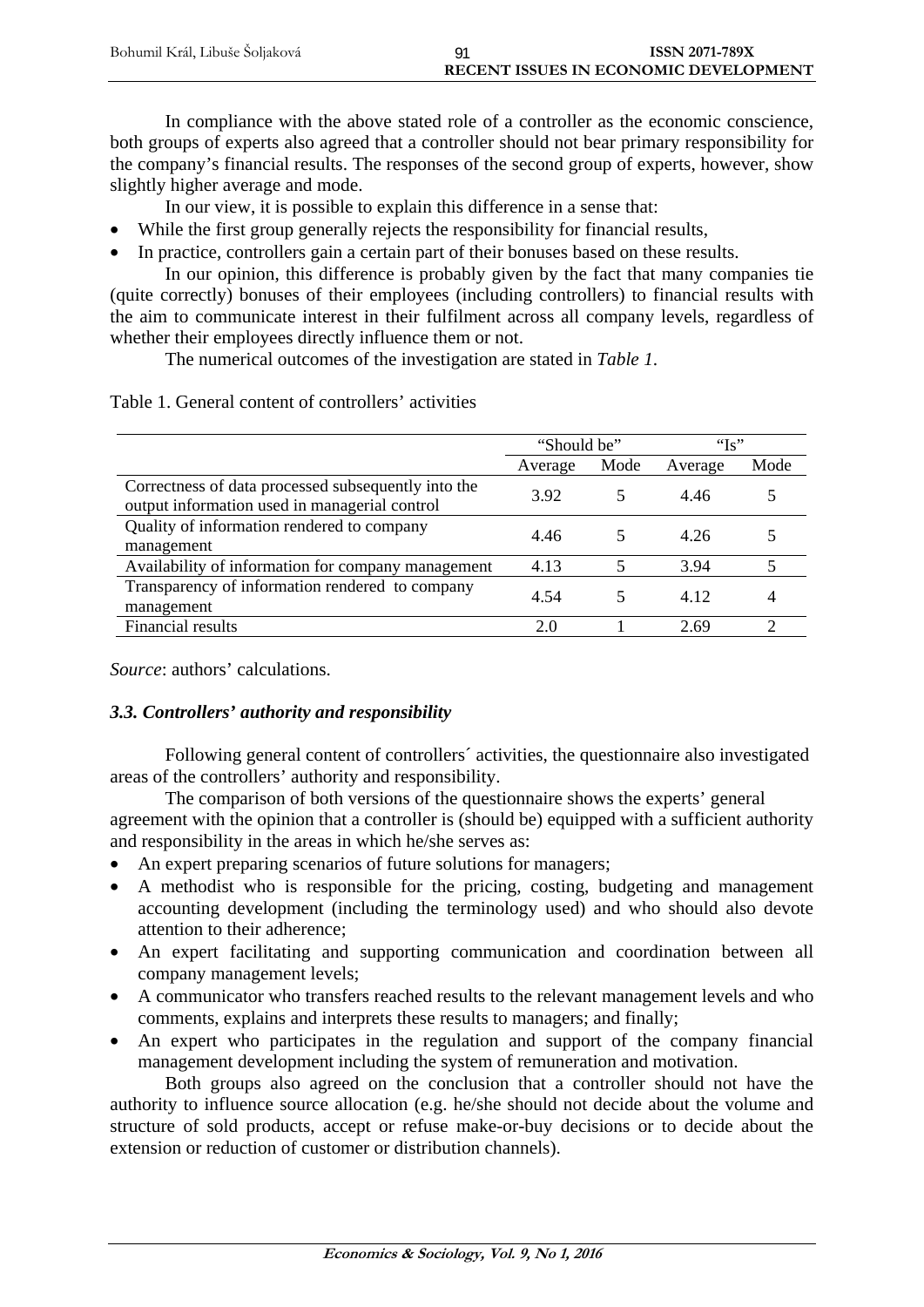In compliance with the above stated role of a controller as the economic conscience, both groups of experts also agreed that a controller should not bear primary responsibility for the company's financial results. The responses of the second group of experts, however, show slightly higher average and mode.

In our view, it is possible to explain this difference in a sense that:

- While the first group generally rejects the responsibility for financial results,
- In practice, controllers gain a certain part of their bonuses based on these results.

In our opinion, this difference is probably given by the fact that many companies tie (quite correctly) bonuses of their employees (including controllers) to financial results with the aim to communicate interest in their fulfilment across all company levels, regardless of whether their employees directly influence them or not.

The numerical outcomes of the investigation are stated in *Table 1*.

Table 1. General content of controllers' activities

| | "Should be" | | "Is" | |
|---|---|---|---|---|
| | Average | Mode | Average | Mode |
| Correctness of data processed subsequently into the output information used in managerial control | 3.92 | 5 | 4.46 | 5 |
| Quality of information rendered to company management | 4.46 | 5 | 4.26 | 5 |
| Availability of information for company management | 4.13 | 5 | 3.94 | 5 |
| Transparency of information rendered to company management | 4.54 | 5 | 4.12 | 4 |
| Financial results | 2.0 | 1 | 2.69 | 2 |

*Source*: authors' calculations.

### *3.3. Controllers' authority and responsibility*

Following general content of controllers´ activities, the questionnaire also investigated areas of the controllers' authority and responsibility.

The comparison of both versions of the questionnaire shows the experts' general agreement with the opinion that a controller is (should be) equipped with a sufficient authority and responsibility in the areas in which he/she serves as:

- An expert preparing scenarios of future solutions for managers;
- A methodist who is responsible for the pricing, costing, budgeting and management accounting development (including the terminology used) and who should also devote attention to their adherence;
- An expert facilitating and supporting communication and coordination between all company management levels;
- A communicator who transfers reached results to the relevant management levels and who comments, explains and interprets these results to managers; and finally;
- An expert who participates in the regulation and support of the company financial management development including the system of remuneration and motivation.

Both groups also agreed on the conclusion that a controller should not have the authority to influence source allocation (e.g. he/she should not decide about the volume and structure of sold products, accept or refuse make-or-buy decisions or to decide about the extension or reduction of customer or distribution channels).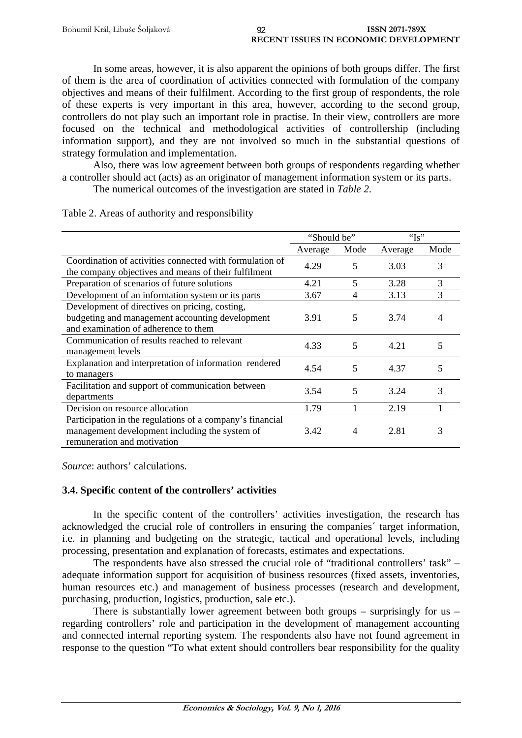In some areas, however, it is also apparent the opinions of both groups differ. The first of them is the area of coordination of activities connected with formulation of the company objectives and means of their fulfilment. According to the first group of respondents, the role of these experts is very important in this area, however, according to the second group, controllers do not play such an important role in practise. In their view, controllers are more focused on the technical and methodological activities of controllership (including information support), and they are not involved so much in the substantial questions of strategy formulation and implementation.

Also, there was low agreement between both groups of respondents regarding whether a controller should act (acts) as an originator of management information system or its parts.

The numerical outcomes of the investigation are stated in *Table 2*.

Table 2. Areas of authority and responsibility

| | "Should be" | | "Is" | |
|---|---|---|---|---|
| | Average | Mode | Average | Mode |
| Coordination of activities connected with formulation of the company objectives and means of their fulfilment | 4.29 | 5 | 3.03 | 3 |
| Preparation of scenarios of future solutions | 4.21 | 5 | 3.28 | 3 |
| Development of an information system or its parts | 3.67 | 4 | 3.13 | 3 |
| Development of directives on pricing, costing, budgeting and management accounting development and examination of adherence to them | 3.91 | 5 | 3.74 | 4 |
| Communication of results reached to relevant management levels | 4.33 | 5 | 4.21 | 5 |
| Explanation and interpretation of information rendered to managers | 4.54 | 5 | 4.37 | 5 |
| Facilitation and support of communication between departments | 3.54 | 5 | 3.24 | 3 |
| Decision on resource allocation | 1.79 | 1 | 2.19 | 1 |
| Participation in the regulations of a company's financial management development including the system of remuneration and motivation | 3.42 | 4 | 2.81 | 3 |

*Source*: authors' calculations.

### 3.4. Specific content of the controllers' activities

In the specific content of the controllers' activities investigation, the research has acknowledged the crucial role of controllers in ensuring the companies´ target information, i.e. in planning and budgeting on the strategic, tactical and operational levels, including processing, presentation and explanation of forecasts, estimates and expectations.

The respondents have also stressed the crucial role of "traditional controllers' task" – adequate information support for acquisition of business resources (fixed assets, inventories, human resources etc.) and management of business processes (research and development, purchasing, production, logistics, production, sale etc.).

There is substantially lower agreement between both groups – surprisingly for us – regarding controllers' role and participation in the development of management accounting and connected internal reporting system. The respondents also have not found agreement in response to the question "To what extent should controllers bear responsibility for the quality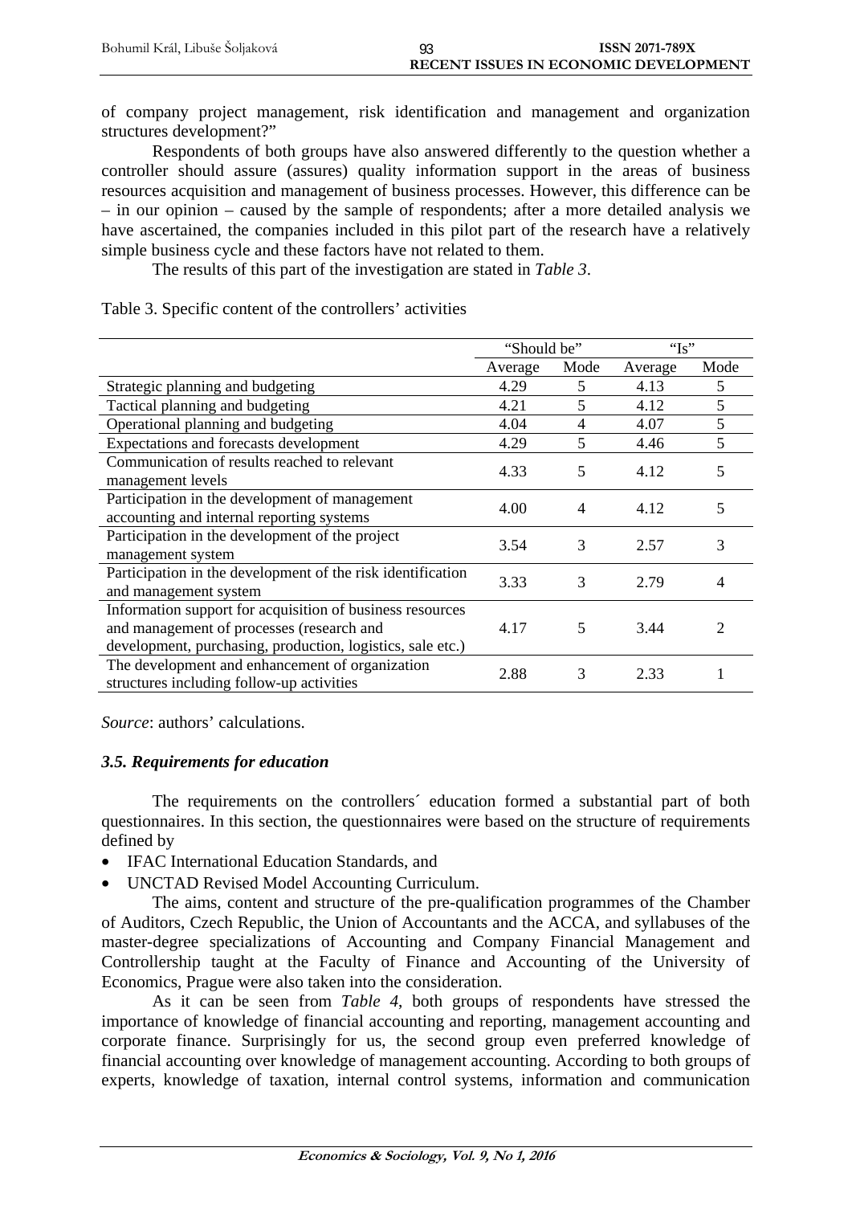of company project management, risk identification and management and organization structures development?"

Respondents of both groups have also answered differently to the question whether a controller should assure (assures) quality information support in the areas of business resources acquisition and management of business processes. However, this difference can be – in our opinion – caused by the sample of respondents; after a more detailed analysis we have ascertained, the companies included in this pilot part of the research have a relatively simple business cycle and these factors have not related to them.

The results of this part of the investigation are stated in *Table 3*.

Table 3. Specific content of the controllers' activities

| | "Should be" | | "Is" | |
|---|---|---|---|---|
| | Average | Mode | Average | Mode |
| Strategic planning and budgeting | 4.29 | 5 | 4.13 | 5 |
| Tactical planning and budgeting | 4.21 | 5 | 4.12 | 5 |
| Operational planning and budgeting | 4.04 | 4 | 4.07 | 5 |
| Expectations and forecasts development | 4.29 | 5 | 4.46 | 5 |
| Communication of results reached to relevant management levels | 4.33 | 5 | 4.12 | 5 |
| Participation in the development of management accounting and internal reporting systems | 4.00 | 4 | 4.12 | 5 |
| Participation in the development of the project management system | 3.54 | 3 | 2.57 | 3 |
| Participation in the development of the risk identification and management system | 3.33 | 3 | 2.79 | 4 |
| Information support for acquisition of business resources and management of processes (research and development, purchasing, production, logistics, sale etc.) | 4.17 | 5 | 3.44 | 2 |
| The development and enhancement of organization structures including follow-up activities | 2.88 | 3 | 2.33 | 1 |

*Source*: authors' calculations.

### *3.5. Requirements for education*

The requirements on the controllers´ education formed a substantial part of both questionnaires. In this section, the questionnaires were based on the structure of requirements defined by

- IFAC International Education Standards, and
- UNCTAD Revised Model Accounting Curriculum.

The aims, content and structure of the pre-qualification programmes of the Chamber of Auditors, Czech Republic, the Union of Accountants and the ACCA, and syllabuses of the master-degree specializations of Accounting and Company Financial Management and Controllership taught at the Faculty of Finance and Accounting of the University of Economics, Prague were also taken into the consideration.

As it can be seen from *Table 4*, both groups of respondents have stressed the importance of knowledge of financial accounting and reporting, management accounting and corporate finance. Surprisingly for us, the second group even preferred knowledge of financial accounting over knowledge of management accounting. According to both groups of experts, knowledge of taxation, internal control systems, information and communication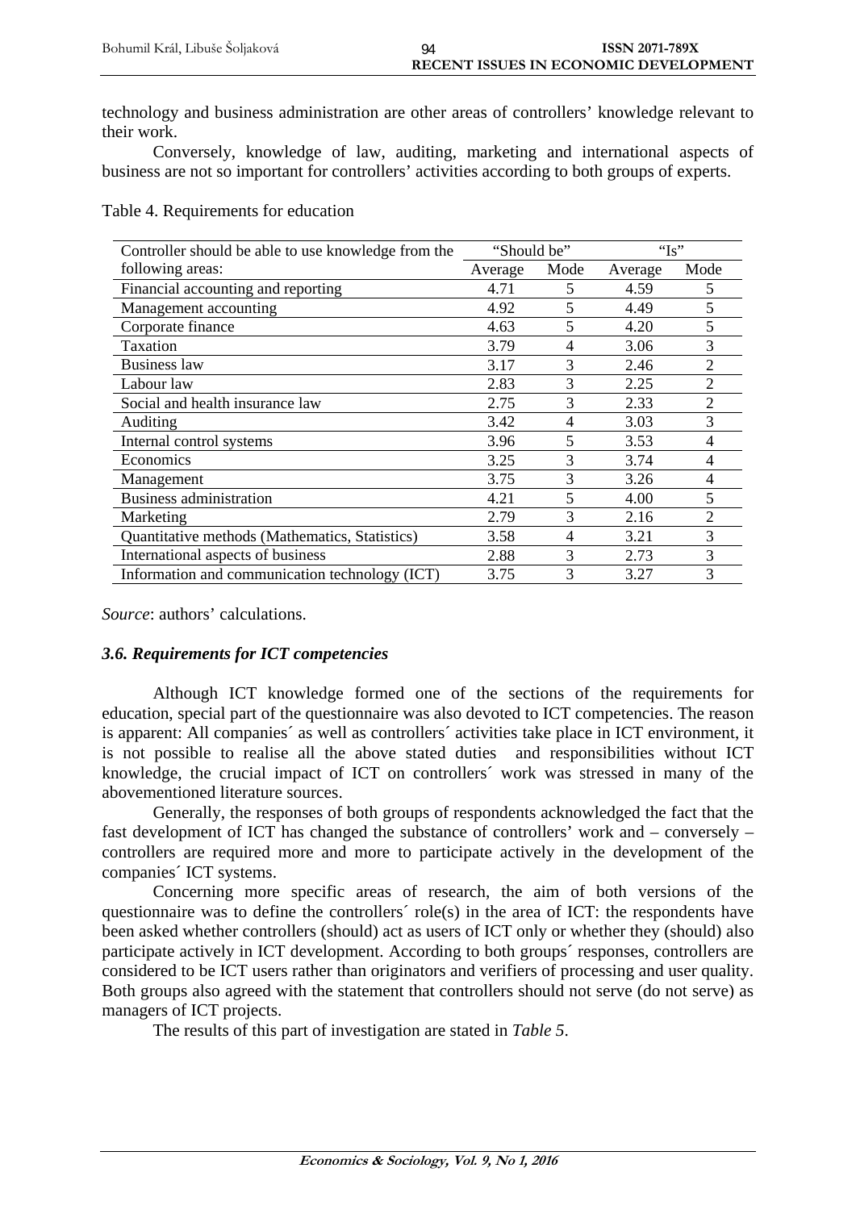technology and business administration are other areas of controllers' knowledge relevant to their work.

Conversely, knowledge of law, auditing, marketing and international aspects of business are not so important for controllers' activities according to both groups of experts.

Table 4. Requirements for education

| Controller should be able to use knowledge from the following areas: | "Should be" | | "Is" | |
|---|---|---|---|---|
| | Average | Mode | Average | Mode |
| Financial accounting and reporting | 4.71 | 5 | 4.59 | 5 |
| Management accounting | 4.92 | 5 | 4.49 | 5 |
| Corporate finance | 4.63 | 5 | 4.20 | 5 |
| Taxation | 3.79 | 4 | 3.06 | 3 |
| Business law | 3.17 | 3 | 2.46 | 2 |
| Labour law | 2.83 | 3 | 2.25 | 2 |
| Social and health insurance law | 2.75 | 3 | 2.33 | 2 |
| Auditing | 3.42 | 4 | 3.03 | 3 |
| Internal control systems | 3.96 | 5 | 3.53 | 4 |
| Economics | 3.25 | 3 | 3.74 | 4 |
| Management | 3.75 | 3 | 3.26 | 4 |
| Business administration | 4.21 | 5 | 4.00 | 5 |
| Marketing | 2.79 | 3 | 2.16 | 2 |
| Quantitative methods (Mathematics, Statistics) | 3.58 | 4 | 3.21 | 3 |
| International aspects of business | 2.88 | 3 | 2.73 | 3 |
| Information and communication technology (ICT) | 3.75 | 3 | 3.27 | 3 |

*Source*: authors' calculations.

### *3.6. Requirements for ICT competencies*

Although ICT knowledge formed one of the sections of the requirements for education, special part of the questionnaire was also devoted to ICT competencies. The reason is apparent: All companies´ as well as controllers´ activities take place in ICT environment, it is not possible to realise all the above stated duties and responsibilities without ICT knowledge, the crucial impact of ICT on controllers´ work was stressed in many of the abovementioned literature sources.

Generally, the responses of both groups of respondents acknowledged the fact that the fast development of ICT has changed the substance of controllers' work and – conversely – controllers are required more and more to participate actively in the development of the companies´ ICT systems.

Concerning more specific areas of research, the aim of both versions of the questionnaire was to define the controllers´ role(s) in the area of ICT: the respondents have been asked whether controllers (should) act as users of ICT only or whether they (should) also participate actively in ICT development. According to both groups´ responses, controllers are considered to be ICT users rather than originators and verifiers of processing and user quality. Both groups also agreed with the statement that controllers should not serve (do not serve) as managers of ICT projects.

The results of this part of investigation are stated in *Table 5*.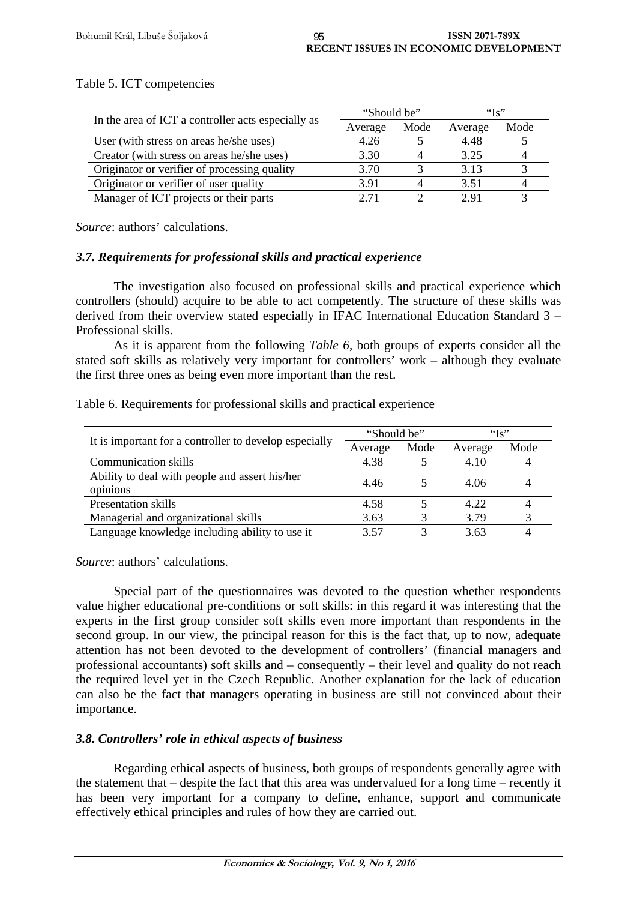Table 5. ICT competencies

| In the area of ICT a controller acts especially as | “Should be” | | “Is” | |
|---|---|---|---|---|
| | Average | Mode | Average | Mode |
| User (with stress on areas he/she uses) | 4.26 | 5 | 4.48 | 5 |
| Creator (with stress on areas he/she uses) | 3.30 | 4 | 3.25 | 4 |
| Originator or verifier of processing quality | 3.70 | 3 | 3.13 | 3 |
| Originator or verifier of user quality | 3.91 | 4 | 3.51 | 4 |
| Manager of ICT projects or their parts | 2.71 | 2 | 2.91 | 3 |

*Source*: authors’ calculations.

### *3.7. Requirements for professional skills and practical experience*

The investigation also focused on professional skills and practical experience which controllers (should) acquire to be able to act competently. The structure of these skills was derived from their overview stated especially in IFAC International Education Standard 3 – Professional skills.

As it is apparent from the following *Table 6*, both groups of experts consider all the stated soft skills as relatively very important for controllers’ work – although they evaluate the first three ones as being even more important than the rest.

Table 6. Requirements for professional skills and practical experience

| It is important for a controller to develop especially | “Should be” | | “Is” | |
|---|---|---|---|---|
| | Average | Mode | Average | Mode |
| Communication skills | 4.38 | 5 | 4.10 | 4 |
| Ability to deal with people and assert his/her opinions | 4.46 | 5 | 4.06 | 4 |
| Presentation skills | 4.58 | 5 | 4.22 | 4 |
| Managerial and organizational skills | 3.63 | 3 | 3.79 | 3 |
| Language knowledge including ability to use it | 3.57 | 3 | 3.63 | 4 |

*Source*: authors’ calculations.

Special part of the questionnaires was devoted to the question whether respondents value higher educational pre-conditions or soft skills: in this regard it was interesting that the experts in the first group consider soft skills even more important than respondents in the second group. In our view, the principal reason for this is the fact that, up to now, adequate attention has not been devoted to the development of controllers’ (financial managers and professional accountants) soft skills and – consequently – their level and quality do not reach the required level yet in the Czech Republic. Another explanation for the lack of education can also be the fact that managers operating in business are still not convinced about their importance.

### *3.8. Controllers’ role in ethical aspects of business*

Regarding ethical aspects of business, both groups of respondents generally agree with the statement that – despite the fact that this area was undervalued for a long time – recently it has been very important for a company to define, enhance, support and communicate effectively ethical principles and rules of how they are carried out.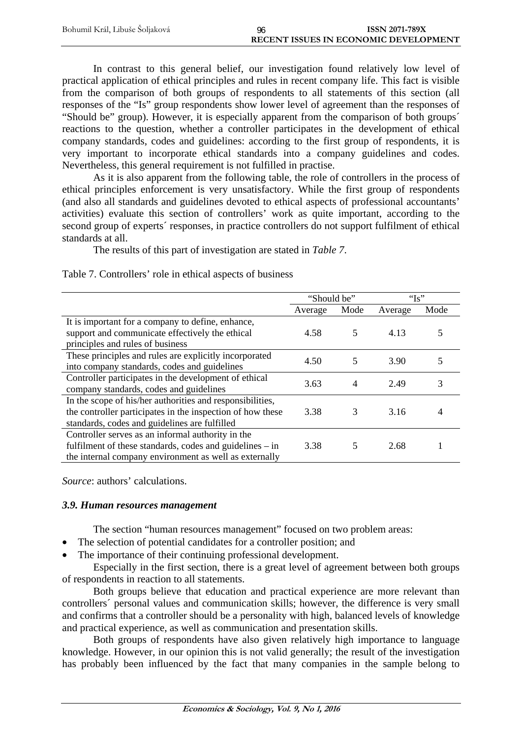In contrast to this general belief, our investigation found relatively low level of practical application of ethical principles and rules in recent company life. This fact is visible from the comparison of both groups of respondents to all statements of this section (all responses of the "Is" group respondents show lower level of agreement than the responses of "Should be" group). However, it is especially apparent from the comparison of both groups´ reactions to the question, whether a controller participates in the development of ethical company standards, codes and guidelines: according to the first group of respondents, it is very important to incorporate ethical standards into a company guidelines and codes. Nevertheless, this general requirement is not fulfilled in practise.

As it is also apparent from the following table, the role of controllers in the process of ethical principles enforcement is very unsatisfactory. While the first group of respondents (and also all standards and guidelines devoted to ethical aspects of professional accountants' activities) evaluate this section of controllers' work as quite important, according to the second group of experts´ responses, in practice controllers do not support fulfilment of ethical standards at all.

The results of this part of investigation are stated in *Table 7*.

Table 7. Controllers' role in ethical aspects of business

| | "Should be" | | "Is" | |
|---|---|---|---|---|
| | Average | Mode | Average | Mode |
| It is important for a company to define, enhance, support and communicate effectively the ethical principles and rules of business | 4.58 | 5 | 4.13 | 5 |
| These principles and rules are explicitly incorporated into company standards, codes and guidelines | 4.50 | 5 | 3.90 | 5 |
| Controller participates in the development of ethical company standards, codes and guidelines | 3.63 | 4 | 2.49 | 3 |
| In the scope of his/her authorities and responsibilities, the controller participates in the inspection of how these standards, codes and guidelines are fulfilled | 3.38 | 3 | 3.16 | 4 |
| Controller serves as an informal authority in the fulfilment of these standards, codes and guidelines – in the internal company environment as well as externally | 3.38 | 5 | 2.68 | 1 |

*Source*: authors' calculations.

### *3.9. Human resources management*

The section "human resources management" focused on two problem areas:

- The selection of potential candidates for a controller position; and
- The importance of their continuing professional development.

Especially in the first section, there is a great level of agreement between both groups of respondents in reaction to all statements.

Both groups believe that education and practical experience are more relevant than controllers´ personal values and communication skills; however, the difference is very small and confirms that a controller should be a personality with high, balanced levels of knowledge and practical experience, as well as communication and presentation skills.

Both groups of respondents have also given relatively high importance to language knowledge. However, in our opinion this is not valid generally; the result of the investigation has probably been influenced by the fact that many companies in the sample belong to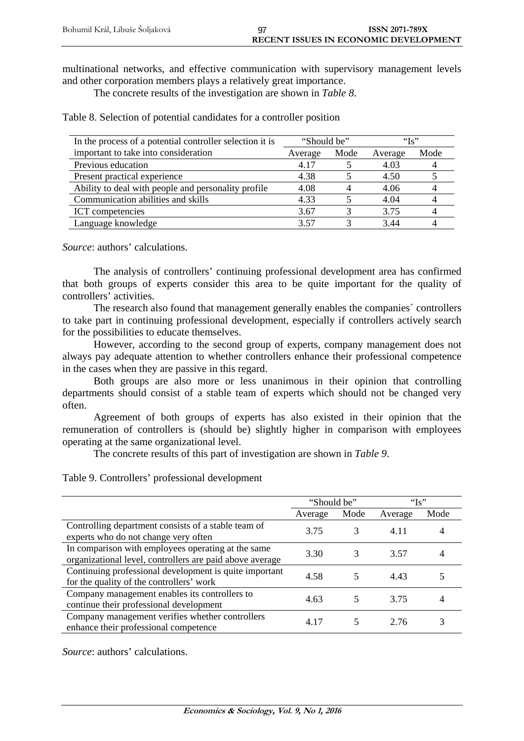multinational networks, and effective communication with supervisory management levels and other corporation members plays a relatively great importance.

The concrete results of the investigation are shown in *Table 8.*

Table 8. Selection of potential candidates for a controller position

| In the process of a potential controller selection it is important to take into consideration | "Should be" | | "Is" | |
|---|---|---|---|---|
| | Average | Mode | Average | Mode |
| Previous education | 4.17 | 5 | 4.03 | 4 |
| Present practical experience | 4.38 | 5 | 4.50 | 5 |
| Ability to deal with people and personality profile | 4.08 | 4 | 4.06 | 4 |
| Communication abilities and skills | 4.33 | 5 | 4.04 | 4 |
| ICT competencies | 3.67 | 3 | 3.75 | 4 |
| Language knowledge | 3.57 | 3 | 3.44 | 4 |

*Source*: authors' calculations.

The analysis of controllers' continuing professional development area has confirmed that both groups of experts consider this area to be quite important for the quality of controllers' activities.

The research also found that management generally enables the companies´ controllers to take part in continuing professional development, especially if controllers actively search for the possibilities to educate themselves.

However, according to the second group of experts, company management does not always pay adequate attention to whether controllers enhance their professional competence in the cases when they are passive in this regard.

Both groups are also more or less unanimous in their opinion that controlling departments should consist of a stable team of experts which should not be changed very often.

Agreement of both groups of experts has also existed in their opinion that the remuneration of controllers is (should be) slightly higher in comparison with employees operating at the same organizational level.

The concrete results of this part of investigation are shown in *Table 9*.

Table 9. Controllers' professional development

| | "Should be" | | "Is" | |
|---|---|---|---|---|
| | Average | Mode | Average | Mode |
| Controlling department consists of a stable team of experts who do not change very often | 3.75 | 3 | 4.11 | 4 |
| In comparison with employees operating at the same organizational level, controllers are paid above average | 3.30 | 3 | 3.57 | 4 |
| Continuing professional development is quite important for the quality of the controllers' work | 4.58 | 5 | 4.43 | 5 |
| Company management enables its controllers to continue their professional development | 4.63 | 5 | 3.75 | 4 |
| Company management verifies whether controllers enhance their professional competence | 4.17 | 5 | 2.76 | 3 |

*Source*: authors' calculations.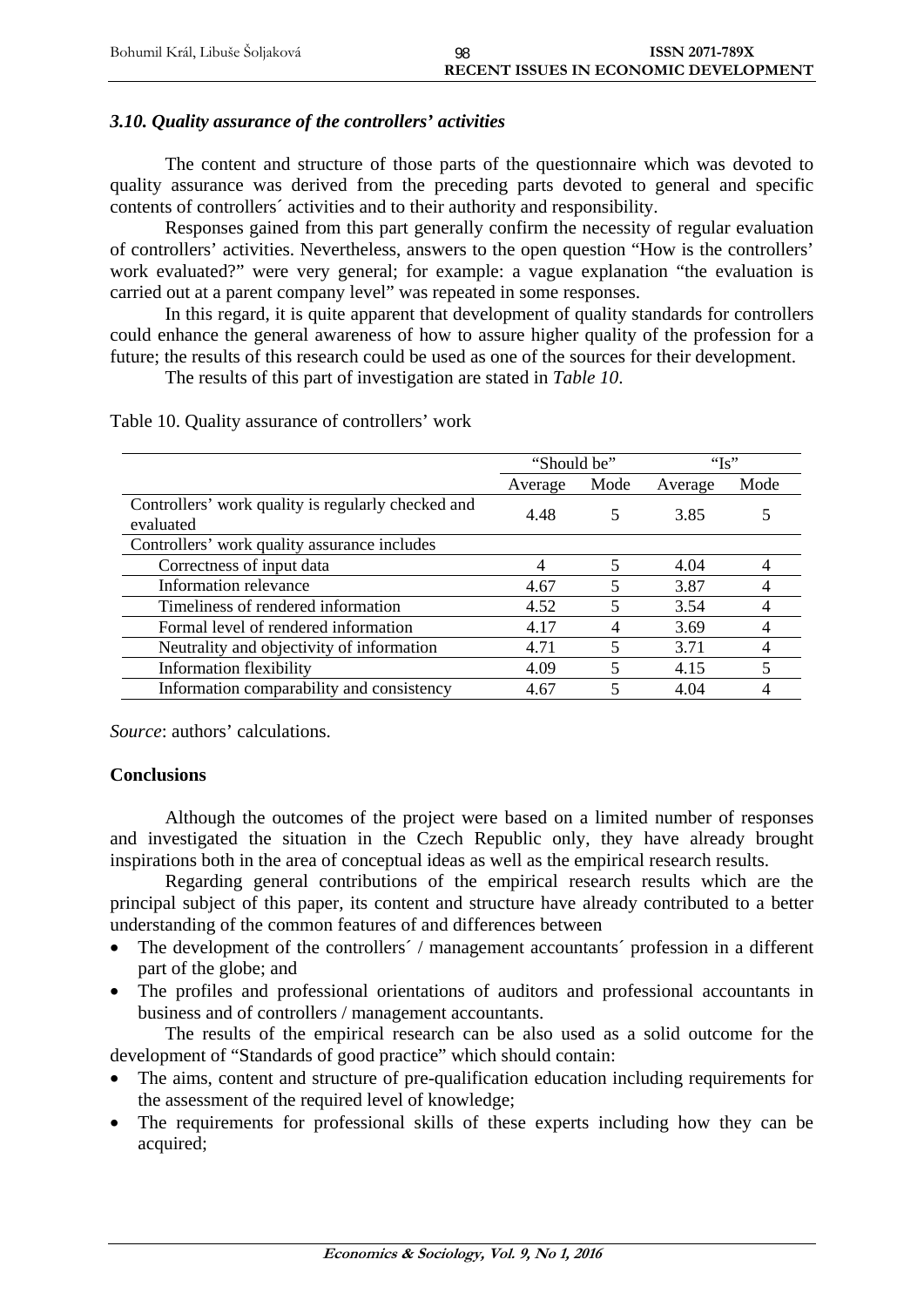### *3.10. Quality assurance of the controllers' activities*

The content and structure of those parts of the questionnaire which was devoted to quality assurance was derived from the preceding parts devoted to general and specific contents of controllers´ activities and to their authority and responsibility.

Responses gained from this part generally confirm the necessity of regular evaluation of controllers' activities. Nevertheless, answers to the open question "How is the controllers' work evaluated?" were very general; for example: a vague explanation "the evaluation is carried out at a parent company level" was repeated in some responses.

In this regard, it is quite apparent that development of quality standards for controllers could enhance the general awareness of how to assure higher quality of the profession for a future; the results of this research could be used as one of the sources for their development.

The results of this part of investigation are stated in *Table 10*.

Table 10. Quality assurance of controllers' work

| | "Should be" | | "Is" | |
|---|---|---|---|---|
| | Average | Mode | Average | Mode |
| Controllers' work quality is regularly checked and evaluated | 4.48 | 5 | 3.85 | 5 |
| Controllers' work quality assurance includes | | | | |
| Correctness of input data | 4 | 5 | 4.04 | 4 |
| Information relevance | 4.67 | 5 | 3.87 | 4 |
| Timeliness of rendered information | 4.52 | 5 | 3.54 | 4 |
| Formal level of rendered information | 4.17 | 4 | 3.69 | 4 |
| Neutrality and objectivity of information | 4.71 | 5 | 3.71 | 4 |
| Information flexibility | 4.09 | 5 | 4.15 | 5 |
| Information comparability and consistency | 4.67 | 5 | 4.04 | 4 |

*Source*: authors' calculations.

**Conclusions**

Although the outcomes of the project were based on a limited number of responses and investigated the situation in the Czech Republic only, they have already brought inspirations both in the area of conceptual ideas as well as the empirical research results.

Regarding general contributions of the empirical research results which are the principal subject of this paper, its content and structure have already contributed to a better understanding of the common features of and differences between

- The development of the controllers´ / management accountants´ profession in a different part of the globe; and
- The profiles and professional orientations of auditors and professional accountants in business and of controllers / management accountants.

The results of the empirical research can be also used as a solid outcome for the development of "Standards of good practice" which should contain:

- The aims, content and structure of pre-qualification education including requirements for the assessment of the required level of knowledge;
- The requirements for professional skills of these experts including how they can be acquired;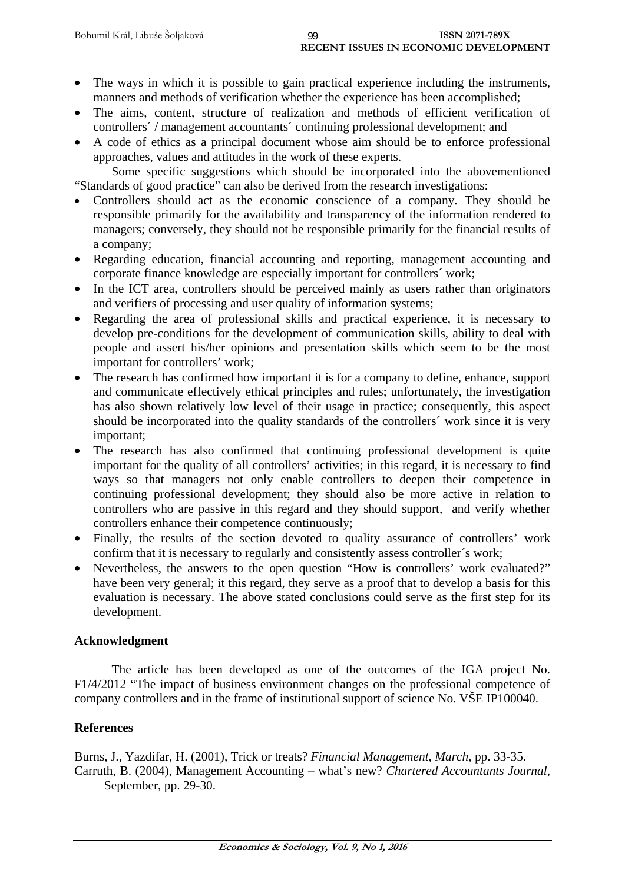- The ways in which it is possible to gain practical experience including the instruments, manners and methods of verification whether the experience has been accomplished;
- The aims, content, structure of realization and methods of efficient verification of controllers´ / management accountants´ continuing professional development; and
- A code of ethics as a principal document whose aim should be to enforce professional approaches, values and attitudes in the work of these experts.

Some specific suggestions which should be incorporated into the abovementioned "Standards of good practice" can also be derived from the research investigations:

- Controllers should act as the economic conscience of a company. They should be responsible primarily for the availability and transparency of the information rendered to managers; conversely, they should not be responsible primarily for the financial results of a company;
- Regarding education, financial accounting and reporting, management accounting and corporate finance knowledge are especially important for controllers´ work;
- In the ICT area, controllers should be perceived mainly as users rather than originators and verifiers of processing and user quality of information systems;
- Regarding the area of professional skills and practical experience, it is necessary to develop pre-conditions for the development of communication skills, ability to deal with people and assert his/her opinions and presentation skills which seem to be the most important for controllers' work;
- The research has confirmed how important it is for a company to define, enhance, support and communicate effectively ethical principles and rules; unfortunately, the investigation has also shown relatively low level of their usage in practice; consequently, this aspect should be incorporated into the quality standards of the controllers´ work since it is very important;
- The research has also confirmed that continuing professional development is quite important for the quality of all controllers' activities; in this regard, it is necessary to find ways so that managers not only enable controllers to deepen their competence in continuing professional development; they should also be more active in relation to controllers who are passive in this regard and they should support, and verify whether controllers enhance their competence continuously;
- Finally, the results of the section devoted to quality assurance of controllers' work confirm that it is necessary to regularly and consistently assess controller´s work;
- Nevertheless, the answers to the open question "How is controllers' work evaluated?" have been very general; it this regard, they serve as a proof that to develop a basis for this evaluation is necessary. The above stated conclusions could serve as the first step for its development.

## Acknowledgment

The article has been developed as one of the outcomes of the IGA project No. F1/4/2012 "The impact of business environment changes on the professional competence of company controllers and in the frame of institutional support of science No. VŠE IP100040.

## References

Burns, J., Yazdifar, H. (2001), Trick or treats? *Financial Management*, *March*, pp. 33-35.

Carruth, B. (2004), Management Accounting – what's new? *Chartered Accountants Journal*, September, pp. 29-30.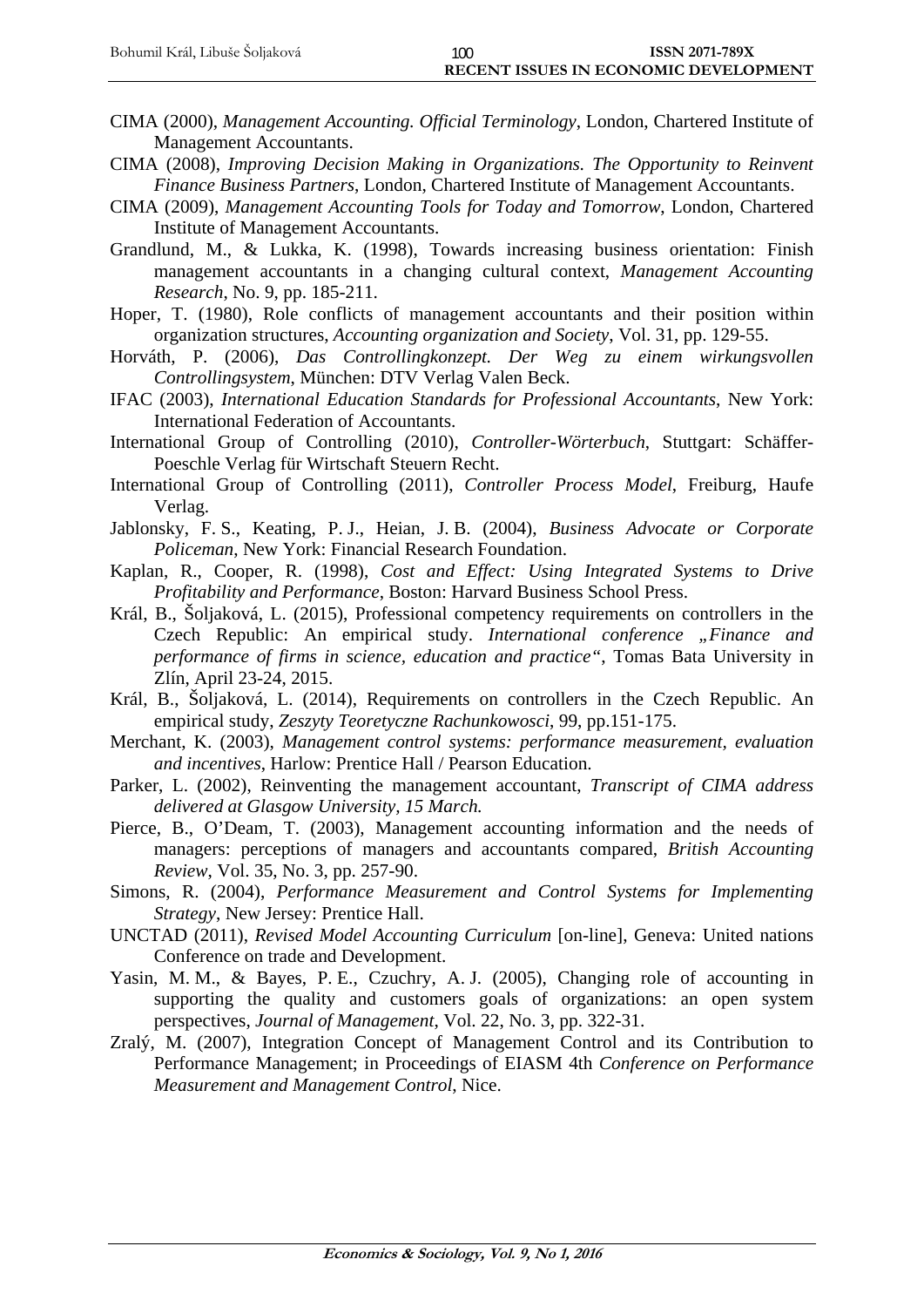CIMA (2000), *Management Accounting. Official Terminology*, London, Chartered Institute of Management Accountants.

CIMA (2008), *Improving Decision Making in Organizations. The Opportunity to Reinvent Finance Business Partners*, London, Chartered Institute of Management Accountants.

CIMA (2009), *Management Accounting Tools for Today and Tomorrow*, London, Chartered Institute of Management Accountants.

Grandlund, M., & Lukka, K. (1998), Towards increasing business orientation: Finish management accountants in a changing cultural context, *Management Accounting Research*, No. 9, pp. 185-211.

Hoper, T. (1980), Role conflicts of management accountants and their position within organization structures, *Accounting organization and Society*, Vol. 31, pp. 129-55.

Horváth, P. (2006), *Das Controllingkonzept. Der Weg zu einem wirkungsvollen Controllingsystem*, München: DTV Verlag Valen Beck.

IFAC (2003), *International Education Standards for Professional Accountants*, New York: International Federation of Accountants.

International Group of Controlling (2010), *Controller-Wörterbuch*, Stuttgart: Schäffer-Poeschle Verlag für Wirtschaft Steuern Recht.

International Group of Controlling (2011), *Controller Process Model*, Freiburg, Haufe Verlag.

Jablonsky, F. S., Keating, P. J., Heian, J. B. (2004), *Business Advocate or Corporate Policeman*, New York: Financial Research Foundation.

Kaplan, R., Cooper, R. (1998), *Cost and Effect: Using Integrated Systems to Drive Profitability and Performance*, Boston: Harvard Business School Press.

Král, B., Šoljaková, L. (2015), Professional competency requirements on controllers in the Czech Republic: An empirical study. *International conference „Finance and performance of firms in science, education and practice"*, Tomas Bata University in Zlín, April 23-24, 2015.

Král, B., Šoljaková, L. (2014), Requirements on controllers in the Czech Republic. An empirical study, *Zeszyty Teoretyczne Rachunkowosci*, 99, pp.151-175.

Merchant, K. (2003), *Management control systems: performance measurement, evaluation and incentives*, Harlow: Prentice Hall / Pearson Education.

Parker, L. (2002), Reinventing the management accountant, *Transcript of CIMA address delivered at Glasgow University, 15 March.*

Pierce, B., O'Deam, T. (2003), Management accounting information and the needs of managers: perceptions of managers and accountants compared, *British Accounting Review*, Vol. 35, No. 3, pp. 257-90.

Simons, R. (2004), *Performance Measurement and Control Systems for Implementing Strategy*, New Jersey: Prentice Hall.

UNCTAD (2011), *Revised Model Accounting Curriculum* [on-line], Geneva: United nations Conference on trade and Development.

Yasin, M. M., & Bayes, P. E., Czuchry, A. J. (2005), Changing role of accounting in supporting the quality and customers goals of organizations: an open system perspectives, *Journal of Management*, Vol. 22, No. 3, pp. 322-31.

Zralý, M. (2007), Integration Concept of Management Control and its Contribution to Performance Management; in Proceedings of EIASM 4th *Conference on Performance Measurement and Management Control*, Nice.